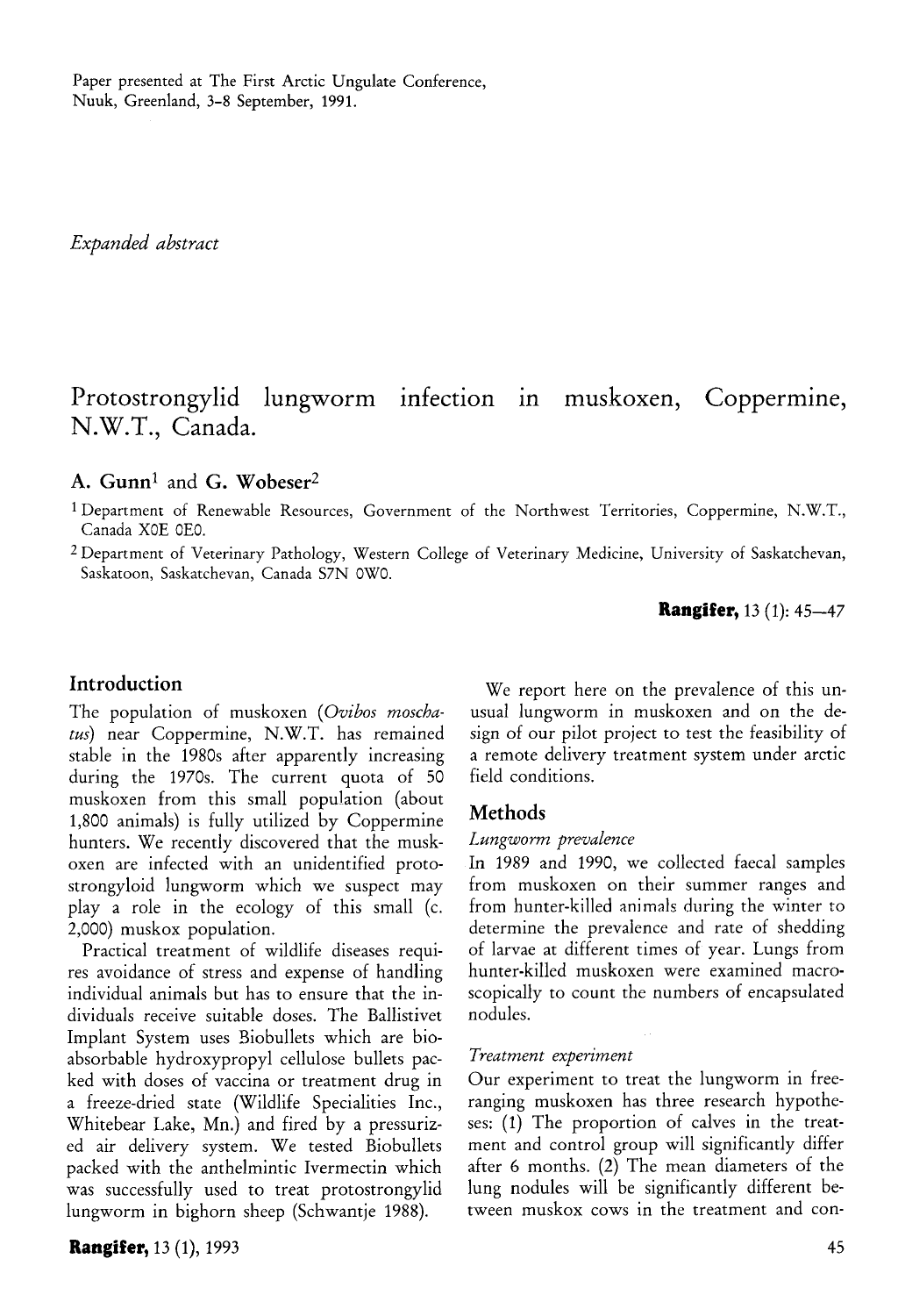Paper presented at The First Arctic Ungulate Conference, Nuuk, Greenland, 3-8 September, 1991.

*Expanded abstract*

# Protostrongylid lungworm infection in muskoxen, Coppermine, N.W.T., Canada.

**A. Gunn[1] and G. Wobeser[2]**

[1] Department of Renewable Resources, Government of the Northwest Territories, Coppermine, N.W.T., Canada X0E 0E0.

[2] Department of Veterinary Pathology, Western College of Veterinary Medicine, University of Saskatchevan, Saskatoon, Saskatchevan, Canada S7N 0W0.

## Introduction

The population of muskoxen (*Ovibos moschatus*) near Coppermine, N.W.T. has remained stable in the 1980s after apparently increasing during the 1970s. The current quota of 50 muskoxen from this small population (about 1,800 animals) is fully utilized by Coppermine hunters. We recently discovered that the muskoxen are infected with an unidentified protostrongyloid lungworm which we suspect may play a role in the ecology of this small (c. 2,000) muskox population.

Practical treatment of wildlife diseases requires avoidance of stress and expense of handling individual animals but has to ensure that the individuals receive suitable doses. The Ballistivet Implant System uses Biobullets which are bioabsorbable hydroxypropyl cellulose bullets packed with doses of vaccina or treatment drug in a freeze-dried state (Wildlife Specialities Inc., Whitebear Lake, Mn.) and fired by a pressurized air delivery system. We tested Biobullets packed with the anthelmintic Ivermectin which was successfully used to treat protostrongylid lungworm in bighorn sheep (Schwantje 1988).

We report here on the prevalence of this unusual lungworm in muskoxen and on the design of our pilot project to test the feasibility of a remote delivery treatment system under arctic field conditions.

## Methods

### *Lungworm prevalence*

In 1989 and 1990, we collected faecal samples from muskoxen on their summer ranges and from hunter-killed animals during the winter to determine the prevalence and rate of shedding of larvae at different times of year. Lungs from hunter-killed muskoxen were examined macroscopically to count the numbers of encapsulated nodules.

### *Treatment experiment*

Our experiment to treat the lungworm in free-ranging muskoxen has three research hypotheses: (1) The proportion of calves in the treatment and control group will significantly differ after 6 months. (2) The mean diameters of the lung nodules will be significantly different between muskox cows in the treatment and con-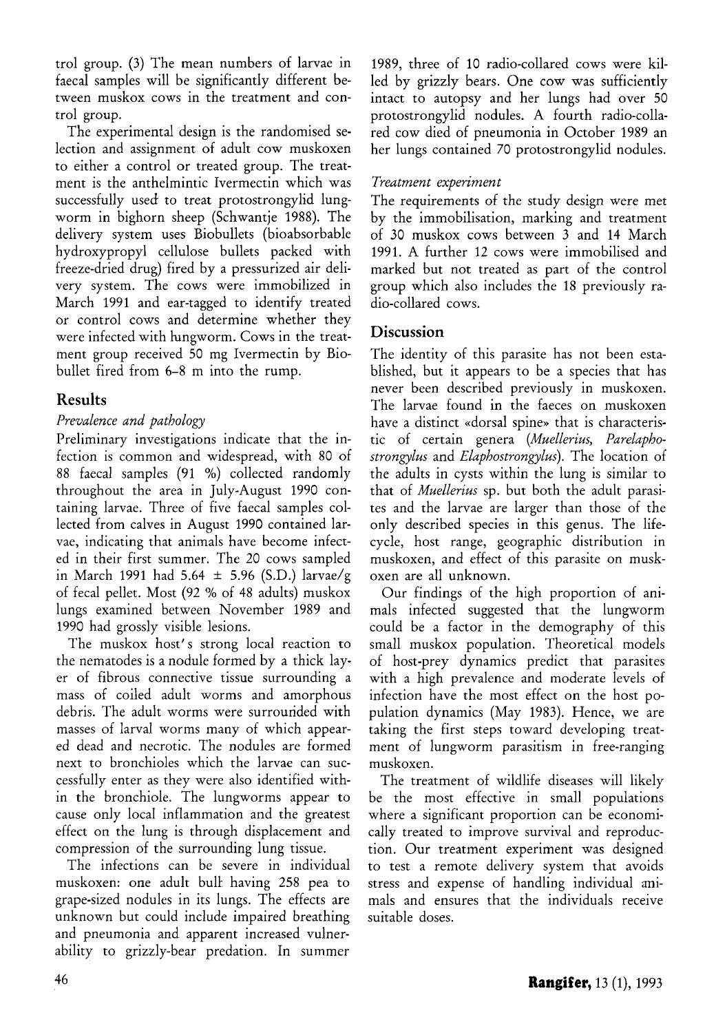trol group. (3) The mean numbers of larvae in faecal samples will be significantly different between muskox cows in the treatment and control group.

The experimental design is the randomised selection and assignment of adult cow muskoxen to either a control or treated group. The treatment is the anthelmintic Ivermectin which was successfully used to treat protostrongylid lungworm in bighorn sheep (Schwantje 1988). The delivery system uses Biobullets (bioabsorbable hydroxypropyl cellulose bullets packed with freeze-dried drug) fired by a pressurized air delivery system. The cows were immobilized in March 1991 and ear-tagged to identify treated or control cows and determine whether they were infected with lungworm. Cows in the treatment group received 50 mg Ivermectin by Biobullet fired from 6–8 m into the rump.

## Results

### *Prevalence and pathology*

Preliminary investigations indicate that the infection is common and widespread, with 80 of 88 faecal samples (91 %) collected randomly throughout the area in July-August 1990 containing larvae. Three of five faecal samples collected from calves in August 1990 contained larvae, indicating that animals have become infected in their first summer. The 20 cows sampled in March 1991 had 5.64 ± 5.96 (S.D.) larvae/g of fecal pellet. Most (92 % of 48 adults) muskox lungs examined between November 1989 and 1990 had grossly visible lesions.

The muskox host's strong local reaction to the nematodes is a nodule formed by a thick layer of fibrous connective tissue surrounding a mass of coiled adult worms and amorphous debris. The adult worms were surrounded with masses of larval worms many of which appeared dead and necrotic. The nodules are formed next to bronchioles which the larvae can successfully enter as they were also identified within the bronchiole. The lungworms appear to cause only local inflammation and the greatest effect on the lung is through displacement and compression of the surrounding lung tissue.

The infections can be severe in individual muskoxen: one adult bull having 258 pea to grape-sized nodules in its lungs. The effects are unknown but could include impaired breathing and pneumonia and apparent increased vulnerability to grizzly-bear predation. In summer 1989, three of 10 radio-collared cows were killed by grizzly bears. One cow was sufficiently intact to autopsy and her lungs had over 50 protostrongylid nodules. A fourth radio-collared cow died of pneumonia in October 1989 an her lungs contained 70 protostrongylid nodules.

### *Treatment experiment*

The requirements of the study design were met by the immobilisation, marking and treatment of 30 muskox cows between 3 and 14 March 1991. A further 12 cows were immobilised and marked but not treated as part of the control group which also includes the 18 previously radio-collared cows.

## Discussion

The identity of this parasite has not been established, but it appears to be a species that has never been described previously in muskoxen. The larvae found in the faeces on muskoxen have a distinct «dorsal spine» that is characteristic of certain genera (*Muellerius*, *Parelaphostrongylus* and *Elaphostrongylus*). The location of the adults in cysts within the lung is similar to that of *Muellerius* sp. but both the adult parasites and the larvae are larger than those of the only described species in this genus. The lifecycle, host range, geographic distribution in muskoxen, and effect of this parasite on muskoxen are all unknown.

Our findings of the high proportion of animals infected suggested that the lungworm could be a factor in the demography of this small muskox population. Theoretical models of host-prey dynamics predict that parasites with a high prevalence and moderate levels of infection have the most effect on the host population dynamics (May 1983). Hence, we are taking the first steps toward developing treatment of lungworm parasitism in free-ranging muskoxen.

The treatment of wildlife diseases will likely be the most effective in small populations where a significant proportion can be economically treated to improve survival and reproduction. Our treatment experiment was designed to test a remote delivery system that avoids stress and expense of handling individual animals and ensures that the individuals receive suitable doses.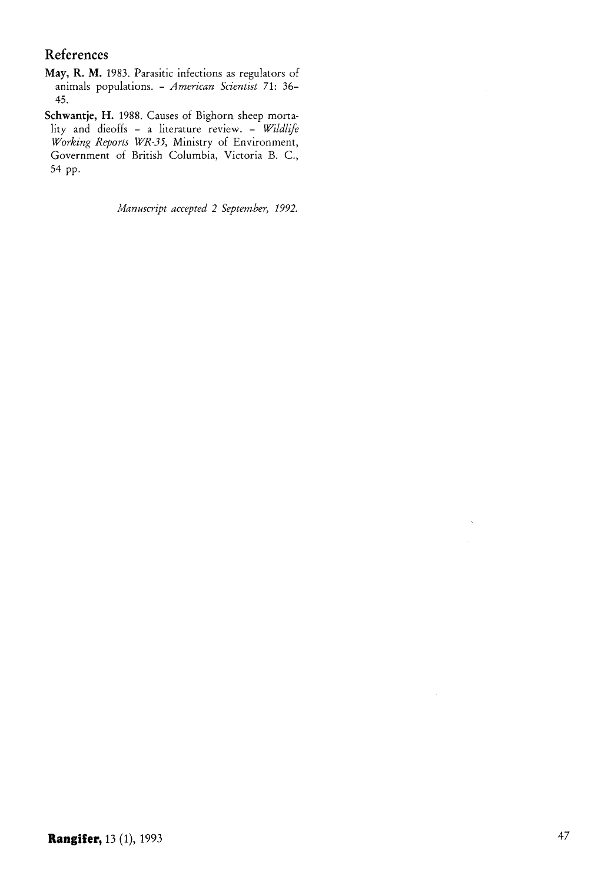## References

**May, R. M.** 1983. Parasitic infections as regulators of animals populations. - *American Scientist* 71: 36-45.

**Schwantje, H.** 1988. Causes of Bighorn sheep mortality and dieoffs - a literature review. - *Wildlife Working Reports WR-35,* Ministry of Environment, Government of British Columbia, Victoria B. C., 54 pp.

*Manuscript accepted 2 September, 1992.*